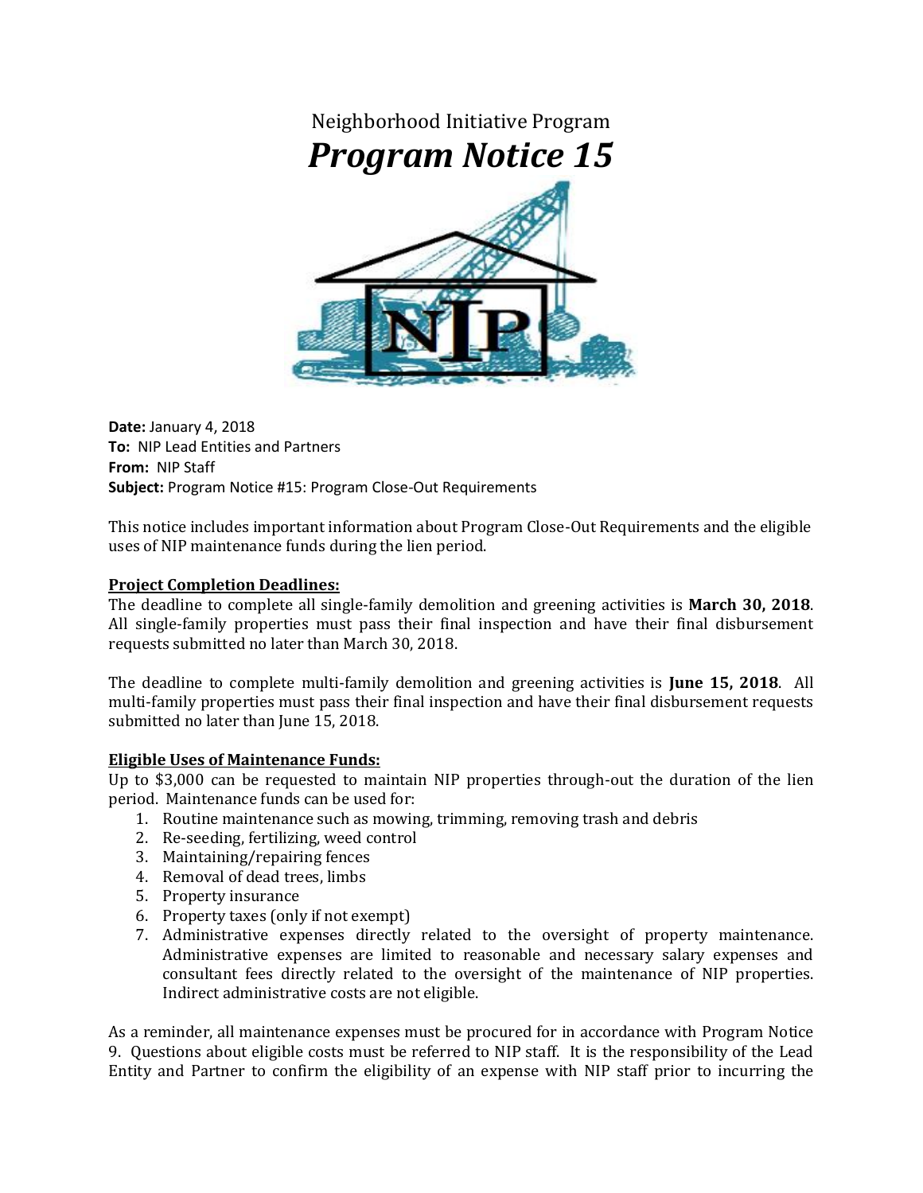Neighborhood Initiative Program

# *Program Notice 15*

**Date:** January 4, 2018
**To:** NIP Lead Entities and Partners
**From:** NIP Staff
**Subject:** Program Notice #15: Program Close-Out Requirements

This notice includes important information about Program Close-Out Requirements and the eligible uses of NIP maintenance funds during the lien period.

**Project Completion Deadlines:**

The deadline to complete all single-family demolition and greening activities is **March 30, 2018**. All single-family properties must pass their final inspection and have their final disbursement requests submitted no later than March 30, 2018.

The deadline to complete multi-family demolition and greening activities is **June 15, 2018**. All multi-family properties must pass their final inspection and have their final disbursement requests submitted no later than June 15, 2018.

**Eligible Uses of Maintenance Funds:**

Up to $3,000 can be requested to maintain NIP properties through-out the duration of the lien period. Maintenance funds can be used for:

1. Routine maintenance such as mowing, trimming, removing trash and debris
2. Re-seeding, fertilizing, weed control
3. Maintaining/repairing fences
4. Removal of dead trees, limbs
5. Property insurance
6. Property taxes (only if not exempt)
7. Administrative expenses directly related to the oversight of property maintenance. Administrative expenses are limited to reasonable and necessary salary expenses and consultant fees directly related to the oversight of the maintenance of NIP properties. Indirect administrative costs are not eligible.

As a reminder, all maintenance expenses must be procured for in accordance with Program Notice 9. Questions about eligible costs must be referred to NIP staff. It is the responsibility of the Lead Entity and Partner to confirm the eligibility of an expense with NIP staff prior to incurring the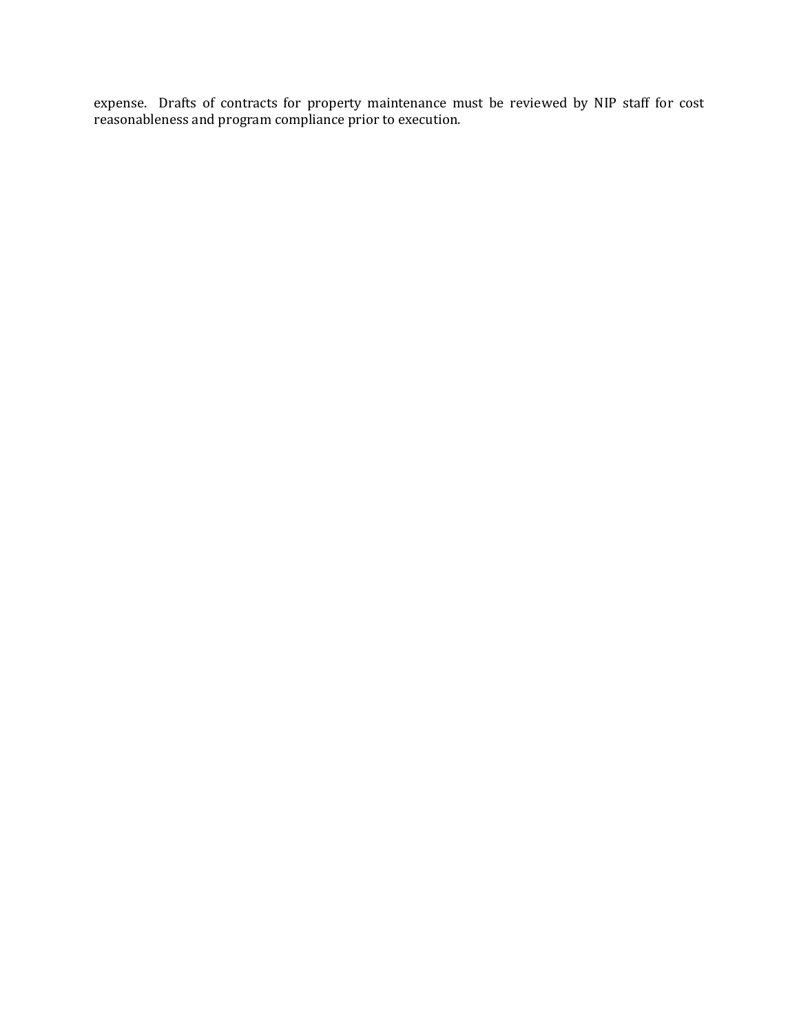expense. Drafts of contracts for property maintenance must be reviewed by NIP staff for cost reasonableness and program compliance prior to execution.